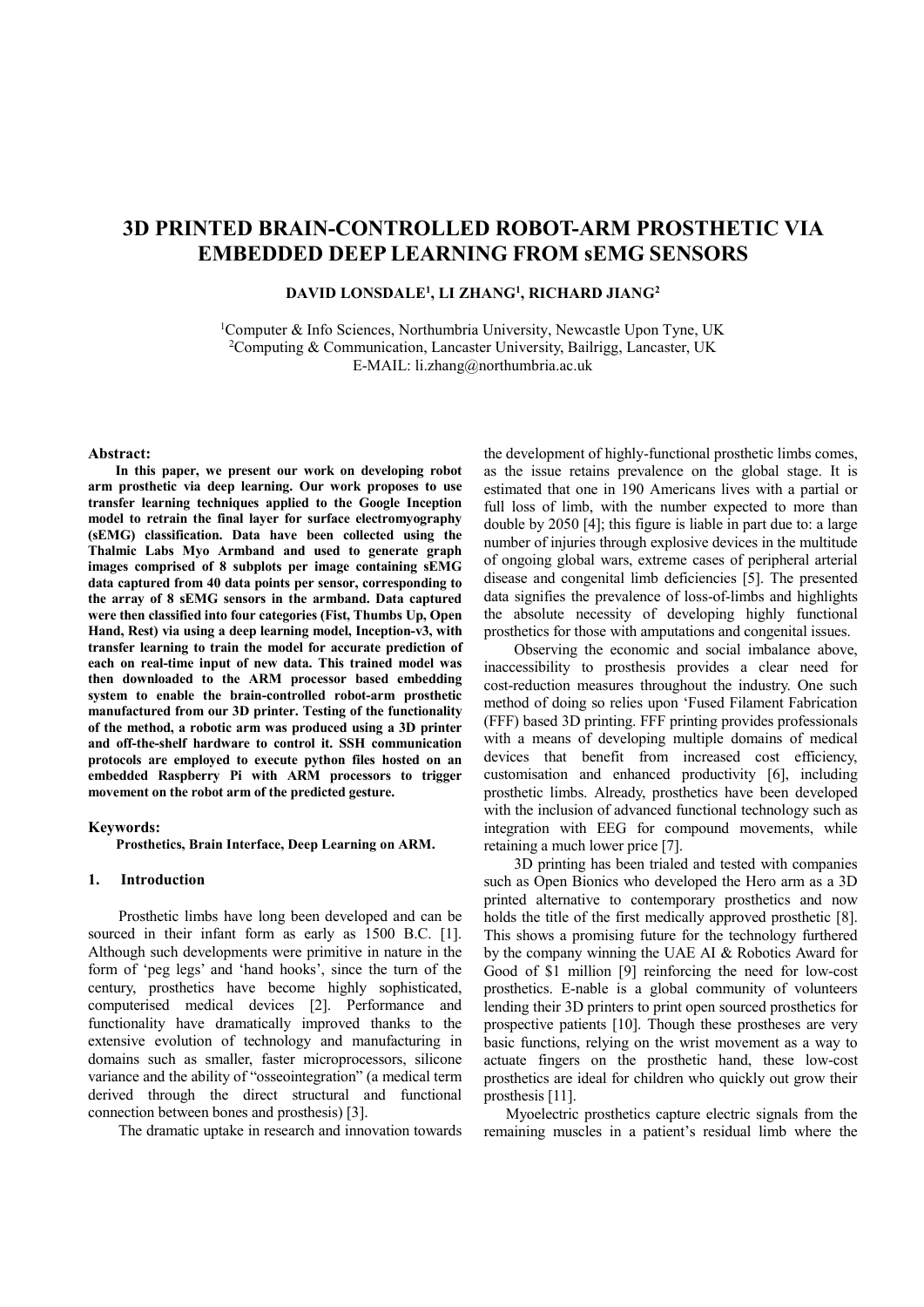# 3D PRINTED BRAIN-CONTROLLED ROBOT-ARM PROSTHETIC VIA EMBEDDED DEEP LEARNING FROM sEMG SENSORS

**DAVID LONSDALE[1], LI ZHANG[1], RICHARD JIANG[2]**

[1]Computer & Info Sciences, Northumbria University, Newcastle Upon Tyne, UK
[2]Computing & Communication, Lancaster University, Bailrigg, Lancaster, UK
E-MAIL: li.zhang@northumbria.ac.uk

**Abstract:**

**In this paper, we present our work on developing robot arm prosthetic via deep learning. Our work proposes to use transfer learning techniques applied to the Google Inception model to retrain the final layer for surface electromyography (sEMG) classification. Data have been collected using the Thalmic Labs Myo Armband and used to generate graph images comprised of 8 subplots per image containing sEMG data captured from 40 data points per sensor, corresponding to the array of 8 sEMG sensors in the armband. Data captured were then classified into four categories (Fist, Thumbs Up, Open Hand, Rest) via using a deep learning model, Inception-v3, with transfer learning to train the model for accurate prediction of each on real-time input of new data. This trained model was then downloaded to the ARM processor based embedding system to enable the brain-controlled robot-arm prosthetic manufactured from our 3D printer. Testing of the functionality of the method, a robotic arm was produced using a 3D printer and off-the-shelf hardware to control it. SSH communication protocols are employed to execute python files hosted on an embedded Raspberry Pi with ARM processors to trigger movement on the robot arm of the predicted gesture.**

**Keywords:**

**Prosthetics, Brain Interface, Deep Learning on ARM.**

## 1. Introduction

Prosthetic limbs have long been developed and can be sourced in their infant form as early as 1500 B.C. [1]. Although such developments were primitive in nature in the form of 'peg legs' and 'hand hooks', since the turn of the century, prosthetics have become highly sophisticated, computerised medical devices [2]. Performance and functionality have dramatically improved thanks to the extensive evolution of technology and manufacturing in domains such as smaller, faster microprocessors, silicone variance and the ability of "osseointegration" (a medical term derived through the direct structural and functional connection between bones and prosthesis) [3].

The dramatic uptake in research and innovation towards the development of highly-functional prosthetic limbs comes, as the issue retains prevalence on the global stage. It is estimated that one in 190 Americans lives with a partial or full loss of limb, with the number expected to more than double by 2050 [4]; this figure is liable in part due to: a large number of injuries through explosive devices in the multitude of ongoing global wars, extreme cases of peripheral arterial disease and congenital limb deficiencies [5]. The presented data signifies the prevalence of loss-of-limbs and highlights the absolute necessity of developing highly functional prosthetics for those with amputations and congenital issues.

Observing the economic and social imbalance above, inaccessibility to prosthesis provides a clear need for cost-reduction measures throughout the industry. One such method of doing so relies upon 'Fused Filament Fabrication (FFF) based 3D printing. FFF printing provides professionals with a means of developing multiple domains of medical devices that benefit from increased cost efficiency, customisation and enhanced productivity [6], including prosthetic limbs. Already, prosthetics have been developed with the inclusion of advanced functional technology such as integration with EEG for compound movements, while retaining a much lower price [7].

3D printing has been trialed and tested with companies such as Open Bionics who developed the Hero arm as a 3D printed alternative to contemporary prosthetics and now holds the title of the first medically approved prosthetic [8]. This shows a promising future for the technology furthered by the company winning the UAE AI & Robotics Award for Good of $1 million [9] reinforcing the need for low-cost prosthetics. E-nable is a global community of volunteers lending their 3D printers to print open sourced prosthetics for prospective patients [10]. Though these prostheses are very basic functions, relying on the wrist movement as a way to actuate fingers on the prosthetic hand, these low-cost prosthetics are ideal for children who quickly out grow their prosthesis [11].

Myoelectric prosthetics capture electric signals from the remaining muscles in a patient's residual limb where the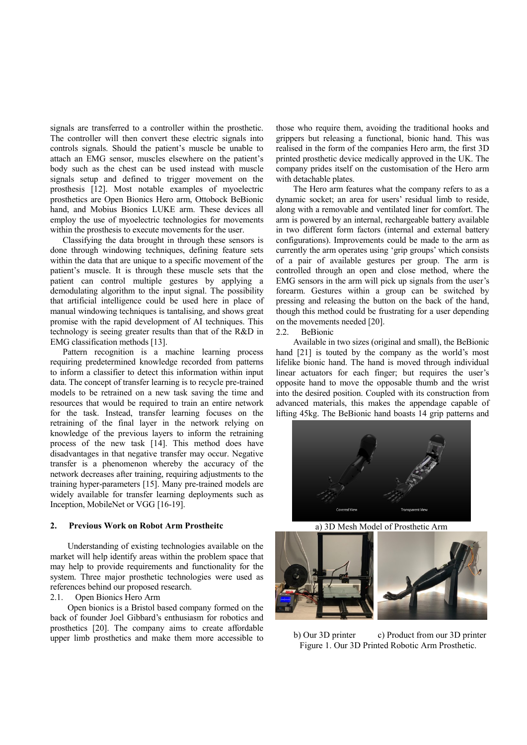signals are transferred to a controller within the prosthetic. The controller will then convert these electric signals into controls signals. Should the patient's muscle be unable to attach an EMG sensor, muscles elsewhere on the patient's body such as the chest can be used instead with muscle signals setup and defined to trigger movement on the prosthesis [12]. Most notable examples of myoelectric prosthetics are Open Bionics Hero arm, Ottobock BeBionic hand, and Mobius Bionics LUKE arm. These devices all employ the use of myoelectric technologies for movements within the prosthesis to execute movements for the user.

Classifying the data brought in through these sensors is done through windowing techniques, defining feature sets within the data that are unique to a specific movement of the patient's muscle. It is through these muscle sets that the patient can control multiple gestures by applying a demodulating algorithm to the input signal. The possibility that artificial intelligence could be used here in place of manual windowing techniques is tantalising, and shows great promise with the rapid development of AI techniques. This technology is seeing greater results than that of the R&D in EMG classification methods [13].

Pattern recognition is a machine learning process requiring predetermined knowledge recorded from patterns to inform a classifier to detect this information within input data. The concept of transfer learning is to recycle pre-trained models to be retrained on a new task saving the time and resources that would be required to train an entire network for the task. Instead, transfer learning focuses on the retraining of the final layer in the network relying on knowledge of the previous layers to inform the retraining process of the new task [14]. This method does have disadvantages in that negative transfer may occur. Negative transfer is a phenomenon whereby the accuracy of the network decreases after training, requiring adjustments to the training hyper-parameters [15]. Many pre-trained models are widely available for transfer learning deployments such as Inception, MobileNet or VGG [16-19].

## 2. Previous Work on Robot Arm Prostheitc

Understanding of existing technologies available on the market will help identify areas within the problem space that may help to provide requirements and functionality for the system. Three major prosthetic technologies were used as references behind our proposed research.

### 2.1. Open Bionics Hero Arm

Open bionics is a Bristol based company formed on the back of founder Joel Gibbard's enthusiasm for robotics and prosthetics [20]. The company aims to create affordable upper limb prosthetics and make them more accessible to those who require them, avoiding the traditional hooks and grippers but releasing a functional, bionic hand. This was realised in the form of the companies Hero arm, the first 3D printed prosthetic device medically approved in the UK. The company prides itself on the customisation of the Hero arm with detachable plates.

The Hero arm features what the company refers to as a dynamic socket; an area for users' residual limb to reside, along with a removable and ventilated liner for comfort. The arm is powered by an internal, rechargeable battery available in two different form factors (internal and external battery configurations). Improvements could be made to the arm as currently the arm operates using 'grip groups' which consists of a pair of available gestures per group. The arm is controlled through an open and close method, where the EMG sensors in the arm will pick up signals from the user's forearm. Gestures within a group can be switched by pressing and releasing the button on the back of the hand, though this method could be frustrating for a user depending on the movements needed [20].

### 2.2. BeBionic

Available in two sizes (original and small), the BeBionic hand [21] is touted by the company as the world's most lifelike bionic hand. The hand is moved through individual linear actuators for each finger; but requires the user's opposite hand to move the opposable thumb and the wrist into the desired position. Coupled with its construction from advanced materials, this makes the appendage capable of lifting 45kg. The BeBionic hand boasts 14 grip patterns and

a) 3D Mesh Model of Prosthetic Arm

b) Our 3D printer c) Product from our 3D printer

Figure 1. Our 3D Printed Robotic Arm Prosthetic.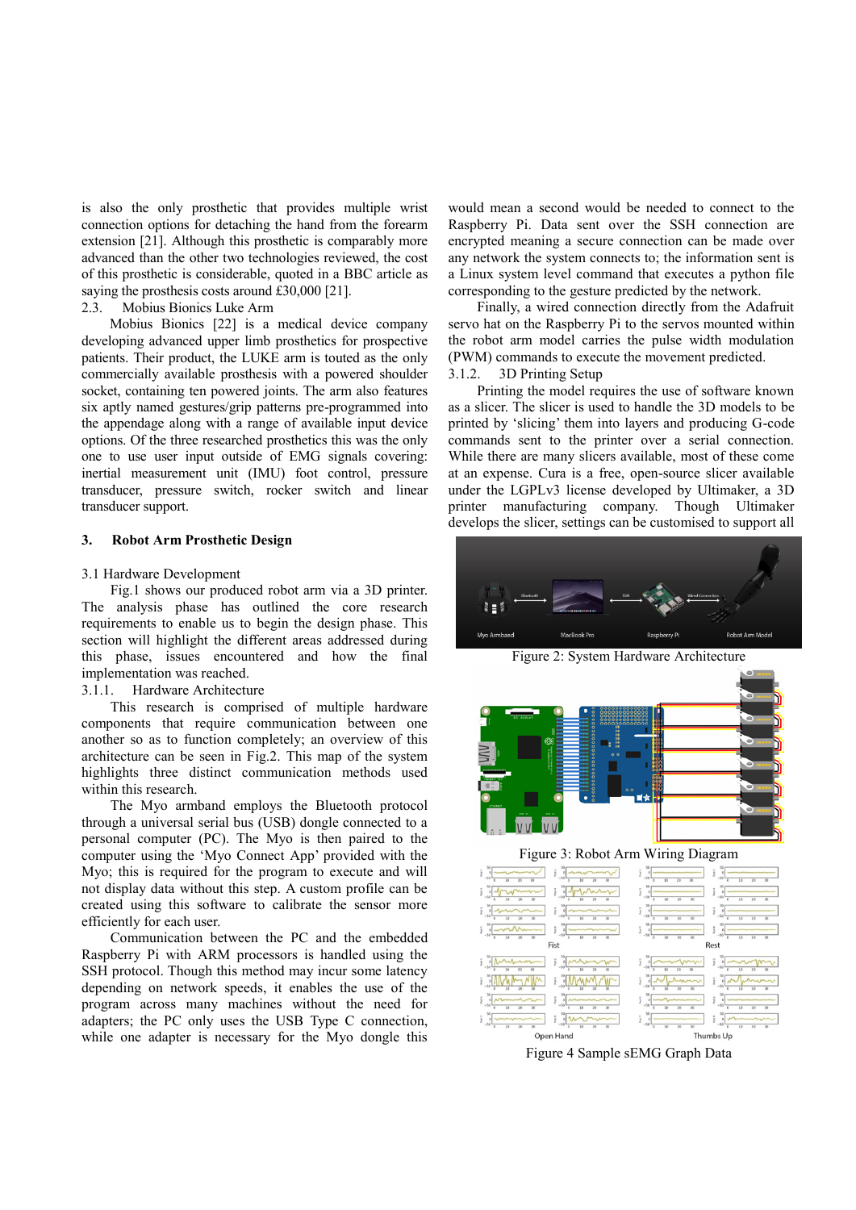is also the only prosthetic that provides multiple wrist connection options for detaching the hand from the forearm extension [21]. Although this prosthetic is comparably more advanced than the other two technologies reviewed, the cost of this prosthetic is considerable, quoted in a BBC article as saying the prosthesis costs around £30,000 [21].

### 2.3. Mobius Bionics Luke Arm

Mobius Bionics [22] is a medical device company developing advanced upper limb prosthetics for prospective patients. Their product, the LUKE arm is touted as the only commercially available prosthesis with a powered shoulder socket, containing ten powered joints. The arm also features six aptly named gestures/grip patterns pre-programmed into the appendage along with a range of available input device options. Of the three researched prosthetics this was the only one to use user input outside of EMG signals covering: inertial measurement unit (IMU) foot control, pressure transducer, pressure switch, rocker switch and linear transducer support.

## 3. Robot Arm Prosthetic Design

### 3.1 Hardware Development

Fig.1 shows our produced robot arm via a 3D printer. The analysis phase has outlined the core research requirements to enable us to begin the design phase. This section will highlight the different areas addressed during this phase, issues encountered and how the final implementation was reached.

#### 3.1.1. Hardware Architecture

This research is comprised of multiple hardware components that require communication between one another so as to function completely; an overview of this architecture can be seen in Fig.2. This map of the system highlights three distinct communication methods used within this research.

The Myo armband employs the Bluetooth protocol through a universal serial bus (USB) dongle connected to a personal computer (PC). The Myo is then paired to the computer using the 'Myo Connect App' provided with the Myo; this is required for the program to execute and will not display data without this step. A custom profile can be created using this software to calibrate the sensor more efficiently for each user.

Communication between the PC and the embedded Raspberry Pi with ARM processors is handled using the SSH protocol. Though this method may incur some latency depending on network speeds, it enables the use of the program across many machines without the need for adapters; the PC only uses the USB Type C connection, while one adapter is necessary for the Myo dongle this would mean a second would be needed to connect to the Raspberry Pi. Data sent over the SSH connection are encrypted meaning a secure connection can be made over any network the system connects to; the information sent is a Linux system level command that executes a python file corresponding to the gesture predicted by the network.

Finally, a wired connection directly from the Adafruit servo hat on the Raspberry Pi to the servos mounted within the robot arm model carries the pulse width modulation (PWM) commands to execute the movement predicted.

#### 3.1.2. 3D Printing Setup

Printing the model requires the use of software known as a slicer. The slicer is used to handle the 3D models to be printed by 'slicing' them into layers and producing G-code commands sent to the printer over a serial connection. While there are many slicers available, most of these come at an expense. Cura is a free, open-source slicer available under the LGPLv3 license developed by Ultimaker, a 3D printer manufacturing company. Though Ultimaker develops the slicer, settings can be customised to support all

Figure 2: System Hardware Architecture

Figure 3: Robot Arm Wiring Diagram

Figure 4 Sample sEMG Graph Data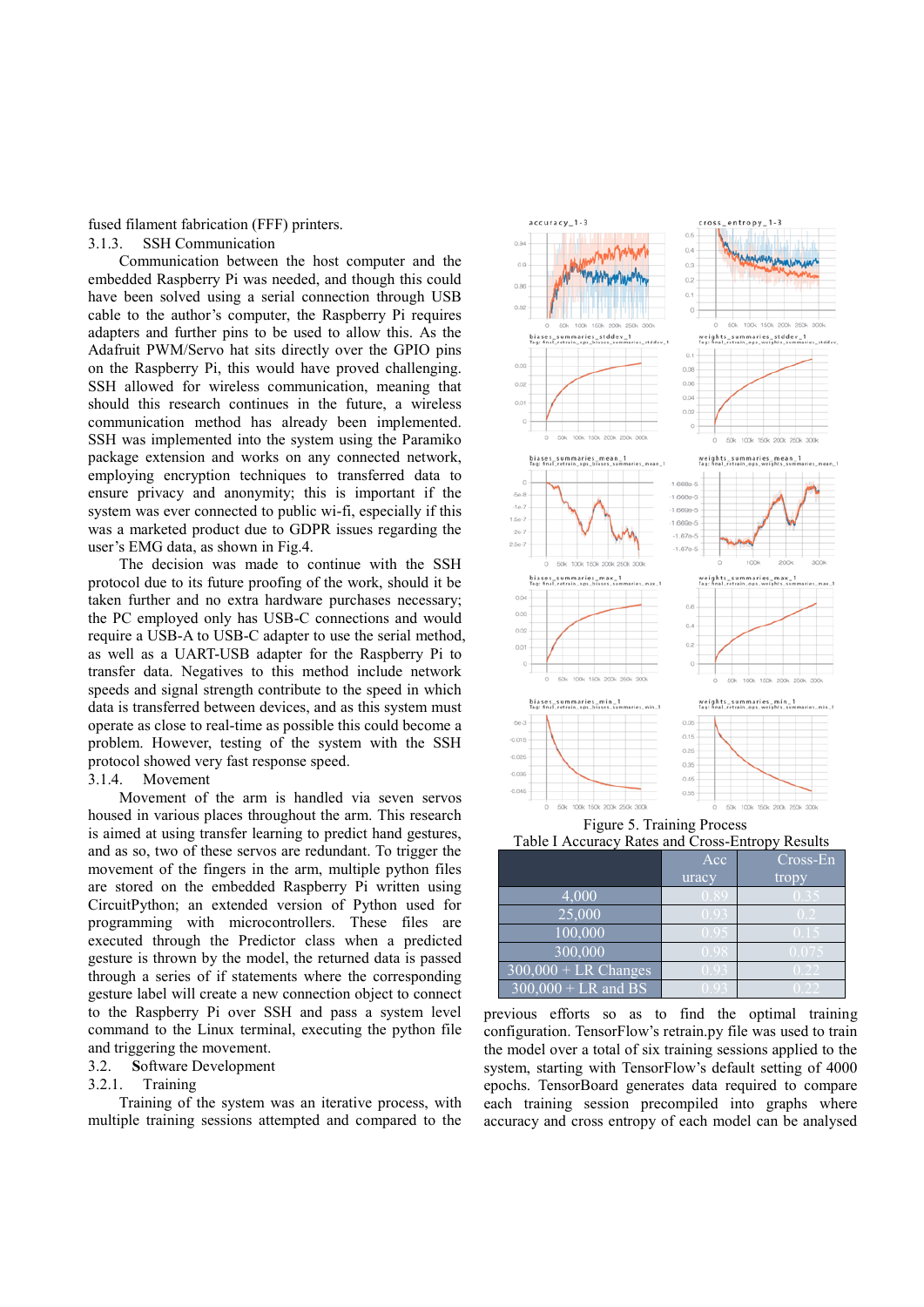fused filament fabrication (FFF) printers.

### 3.1.3. SSH Communication

Communication between the host computer and the embedded Raspberry Pi was needed, and though this could have been solved using a serial connection through USB cable to the author's computer, the Raspberry Pi requires adapters and further pins to be used to allow this. As the Adafruit PWM/Servo hat sits directly over the GPIO pins on the Raspberry Pi, this would have proved challenging. SSH allowed for wireless communication, meaning that should this research continue in the future, a wireless communication method has already been implemented. SSH was implemented into the system using the Paramiko package extension and works on any connected network, employing encryption techniques to transferred data to ensure privacy and anonymity; this is important if the system was ever connected to public wi-fi, especially if this was a marketed product due to GDPR issues regarding the user's EMG data, as shown in Fig.4.

The decision was made to continue with the SSH protocol due to its future proofing of the work, should it be taken further and no extra hardware purchases necessary; the PC employed only has USB-C connections and would require a USB-A to USB-C adapter to use the serial method, as well as a UART-USB adapter for the Raspberry Pi to transfer data. Negatives to this method include network speeds and signal strength contribute to the speed in which data is transferred between devices, and as this system must operate as close to real-time as possible this could become a problem. However, testing of the system with the SSH protocol showed very fast response speed.

### 3.1.4. Movement

Movement of the arm is handled via seven servos housed in various places throughout the arm. This research is aimed at using transfer learning to predict hand gestures, and as so, two of these servos are redundant. To trigger the movement of the fingers in the arm, multiple python files are stored on the embedded Raspberry Pi written using CircuitPython; an extended version of Python used for programming with microcontrollers. These files are executed through the Predictor class when a predicted gesture is thrown by the model, the returned data is passed through a series of if statements where the corresponding gesture label will create a new connection object to connect to the Raspberry Pi over SSH and pass a system level command to the Linux terminal, executing the python file and triggering the movement.

## 3.2. Software Development

### 3.2.1. Training

Training of the system was an iterative process, with multiple training sessions attempted and compared to the previous efforts so as to find the optimal training configuration. TensorFlow's retrain.py file was used to train the model over a total of six training sessions applied to the system, starting with TensorFlow's default setting of 4000 epochs. TensorBoard generates data required to compare each training session precompiled into graphs where accuracy and cross entropy of each model can be analysed

Figure 5. Training Process

Table I Accuracy Rates and Cross-Entropy Results

| | Accuracy | Cross-Entropy |
|---|---|---|
| 4,000 | 0.89 | 0.35 |
| 25,000 | 0.93 | 0.2 |
| 100,000 | 0.95 | 0.15 |
| 300,000 | 0.98 | 0.075 |
| 300,000 + LR Changes | 0.93 | 0.22 |
| 300,000 + LR and BS | 0.93 | 0.22 |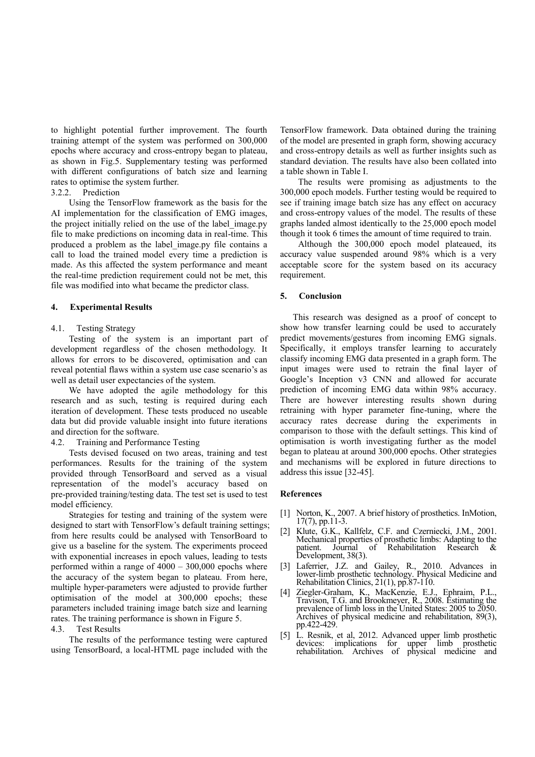to highlight potential further improvement. The fourth training attempt of the system was performed on 300,000 epochs where accuracy and cross-entropy began to plateau, as shown in Fig.5. Supplementary testing was performed with different configurations of batch size and learning rates to optimise the system further.

#### 3.2.2. Prediction

Using the TensorFlow framework as the basis for the AI implementation for the classification of EMG images, the project initially relied on the use of the label_image.py file to make predictions on incoming data in real-time. This produced a problem as the label_image.py file contains a call to load the trained model every time a prediction is made. As this affected the system performance and meant the real-time prediction requirement could not be met, this file was modified into what became the predictor class.

## 4. Experimental Results

### 4.1. Testing Strategy

Testing of the system is an important part of development regardless of the chosen methodology. It allows for errors to be discovered, optimisation and can reveal potential flaws within a system use case scenario's as well as detail user expectancies of the system.

We have adopted the agile methodology for this research and as such, testing is required during each iteration of development. These tests produced no useable data but did provide valuable insight into future iterations and direction for the software.

### 4.2. Training and Performance Testing

Tests devised focused on two areas, training and test performances. Results for the training of the system provided through TensorBoard and served as a visual representation of the model's accuracy based on pre-provided training/testing data. The test set is used to test model efficiency.

Strategies for testing and training of the system were designed to start with TensorFlow's default training settings; from here results could be analysed with TensorBoard to give us a baseline for the system. The experiments proceed with exponential increases in epoch values, leading to tests performed within a range of 4000 – 300,000 epochs where the accuracy of the system began to plateau. From here, multiple hyper-parameters were adjusted to provide further optimisation of the model at 300,000 epochs; these parameters included training image batch size and learning rates. The training performance is shown in Figure 5.

### 4.3. Test Results

The results of the performance testing were captured using TensorBoard, a local-HTML page included with the TensorFlow framework. Data obtained during the training of the model are presented in graph form, showing accuracy and cross-entropy details as well as further insights such as standard deviation. The results have also been collated into a table shown in Table I.

The results were promising as adjustments to the 300,000 epoch models. Further testing would be required to see if training image batch size has any effect on accuracy and cross-entropy values of the model. The results of these graphs landed almost identically to the 25,000 epoch model though it took 6 times the amount of time required to train.

Although the 300,000 epoch model plateaued, its accuracy value suspended around 98% which is a very acceptable score for the system based on its accuracy requirement.

## 5. Conclusion

This research was designed as a proof of concept to show how transfer learning could be used to accurately predict movements/gestures from incoming EMG signals. Specifically, it employs transfer learning to accurately classify incoming EMG data presented in a graph form. The input images were used to retrain the final layer of Google's Inception v3 CNN and allowed for accurate prediction of incoming EMG data within 98% accuracy. There are however interesting results shown during retraining with hyper parameter fine-tuning, where the accuracy rates decrease during the experiments in comparison to those with the default settings. This kind of optimisation is worth investigating further as the model began to plateau at around 300,000 epochs. Other strategies and mechanisms will be explored in future directions to address this issue [32-45].

## References

[1] Norton, K., 2007. A brief history of prosthetics. InMotion, 17(7), pp.11-3.

[2] Klute, G.K., Kallfelz, C.F. and Czerniecki, J.M., 2001. Mechanical properties of prosthetic limbs: Adapting to the patient. Journal of Rehabilitation Research & Development, 38(3).

[3] Laferrier, J.Z. and Gailey, R., 2010. Advances in lower-limb prosthetic technology. Physical Medicine and Rehabilitation Clinics, 21(1), pp.87-110.

[4] Ziegler-Graham, K., MacKenzie, E.J., Ephraim, P.L., Travison, T.G. and Brookmeyer, R., 2008. Estimating the prevalence of limb loss in the United States: 2005 to 2050. Archives of physical medicine and rehabilitation, 89(3), pp.422-429.

[5] L. Resnik, et al, 2012. Advanced upper limb prosthetic devices: implications for upper limb prosthetic rehabilitation. Archives of physical medicine and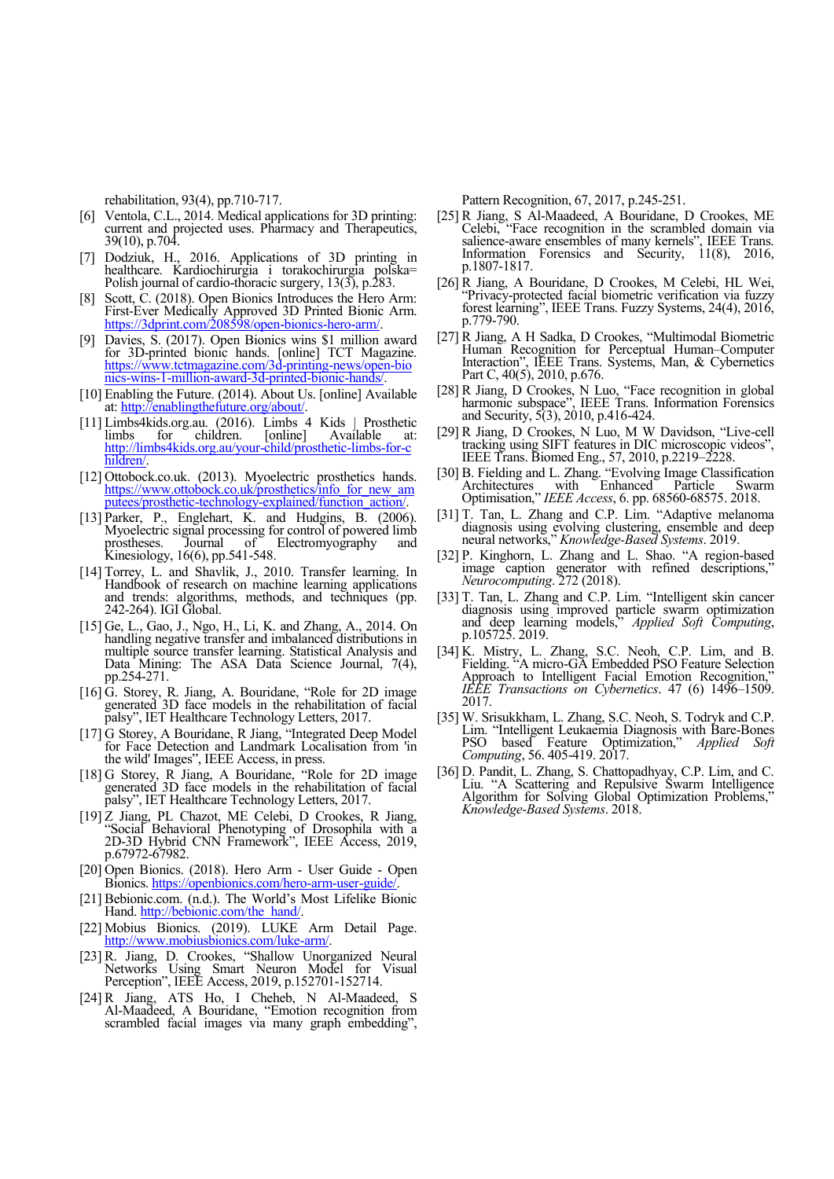rehabilitation, 93(4), pp.710-717.

[6] Ventola, C.L., 2014. Medical applications for 3D printing: current and projected uses. Pharmacy and Therapeutics, 39(10), p.704.

[7] Dodziuk, H., 2016. Applications of 3D printing in healthcare. Kardiochirurgia i torakochirurgia polska= Polish journal of cardio-thoracic surgery, 13(3), p.283.

[8] Scott, C. (2018). Open Bionics Introduces the Hero Arm: First-Ever Medically Approved 3D Printed Bionic Arm. https://3dprint.com/208598/open-bionics-hero-arm/.

[9] Davies, S. (2017). Open Bionics wins $1 million award for 3D-printed bionic hands. [online] TCT Magazine. https://www.tctmagazine.com/3d-printing-news/open-bionics-wins-1-million-award-3d-printed-bionic-hands/.

[10] Enabling the Future. (2014). About Us. [online] Available at: http://enablingthefuture.org/about/.

[11] Limbs4kids.org.au. (2016). Limbs 4 Kids | Prosthetic limbs for children. [online] Available at: http://limbs4kids.org.au/your-child/prosthetic-limbs-for-children/.

[12] Ottobock.co.uk. (2013). Myoelectric prosthetics hands. https://www.ottobock.co.uk/prosthetics/info_for_new_amputees/prosthetic-technology-explained/function_action/.

[13] Parker, P., Englehart, K. and Hudgins, B. (2006). Myoelectric signal processing for control of powered limb prostheses. Journal of Electromyography and Kinesiology, 16(6), pp.541-548.

[14] Torrey, L. and Shavlik, J., 2010. Transfer learning. In Handbook of research on machine learning applications and trends: algorithms, methods, and techniques (pp. 242-264). IGI Global.

[15] Ge, L., Gao, J., Ngo, H., Li, K. and Zhang, A., 2014. On handling negative transfer and imbalanced distributions in multiple source transfer learning. Statistical Analysis and Data Mining: The ASA Data Science Journal, 7(4), pp.254-271.

[16] G. Storey, R. Jiang, A. Bouridane, "Role for 2D image generated 3D face models in the rehabilitation of facial palsy", IET Healthcare Technology Letters, 2017.

[17] G Storey, A Bouridane, R Jiang, "Integrated Deep Model for Face Detection and Landmark Localisation from 'in the wild' Images", IEEE Access, in press.

[18] G Storey, R Jiang, A Bouridane, "Role for 2D image generated 3D face models in the rehabilitation of facial palsy", IET Healthcare Technology Letters, 2017.

[19] Z Jiang, PL Chazot, ME Celebi, D Crookes, R Jiang, "Social Behavioral Phenotyping of Drosophila with a 2D-3D Hybrid CNN Framework", IEEE Access, 2019, p.67972-67982.

[20] Open Bionics. (2018). Hero Arm - User Guide - Open Bionics. https://openbionics.com/hero-arm-user-guide/.

[21] Bebionic.com. (n.d.). The World's Most Lifelike Bionic Hand. http://bebionic.com/the_hand/.

[22] Mobius Bionics. (2019). LUKE Arm Detail Page. http://www.mobiusbionics.com/luke-arm/.

[23] R. Jiang, D. Crookes, "Shallow Unorganized Neural Networks Using Smart Neuron Model for Visual Perception", IEEE Access, 2019, p.152701-152714.

[24] R Jiang, ATS Ho, I Cheheb, N Al-Maadeed, S Al-Maadeed, A Bouridane, "Emotion recognition from scrambled facial images via many graph embedding", Pattern Recognition, 67, 2017, p.245-251.

[25] R Jiang, S Al-Maadeed, A Bouridane, D Crookes, ME Celebi, "Face recognition in the scrambled domain via salience-aware ensembles of many kernels", IEEE Trans. Information Forensics and Security, 11(8), 2016, p.1807-1817.

[26] R Jiang, A Bouridane, D Crookes, M Celebi, HL Wei, "Privacy-protected facial biometric verification via fuzzy forest learning", IEEE Trans. Fuzzy Systems, 24(4), 2016, p.779-790.

[27] R Jiang, A H Sadka, D Crookes, "Multimodal Biometric Human Recognition for Perceptual Human–Computer Interaction", IEEE Trans. Systems, Man, & Cybernetics Part C, 40(5), 2010, p.676.

[28] R Jiang, D Crookes, N Luo, "Face recognition in global harmonic subspace", IEEE Trans. Information Forensics and Security, 5(3), 2010, p.416-424.

[29] R Jiang, D Crookes, N Luo, M W Davidson, "Live-cell tracking using SIFT features in DIC microscopic videos", IEEE Trans. Biomed Eng., 57, 2010, p.2219–2228.

[30] B. Fielding and L. Zhang. "Evolving Image Classification Architectures with Enhanced Particle Swarm Optimisation," *IEEE Access*, 6. pp. 68560-68575. 2018.

[31] T. Tan, L. Zhang and C.P. Lim. "Adaptive melanoma diagnosis using evolving clustering, ensemble and deep neural networks," *Knowledge-Based Systems*. 2019.

[32] P. Kinghorn, L. Zhang and L. Shao. "A region-based image caption generator with refined descriptions," *Neurocomputing*. 272 (2018).

[33] T. Tan, L. Zhang and C.P. Lim. "Intelligent skin cancer diagnosis using improved particle swarm optimization and deep learning models," *Applied Soft Computing*, p.105725. 2019.

[34] K. Mistry, L. Zhang, S.C. Neoh, C.P. Lim, and B. Fielding. "A micro-GA Embedded PSO Feature Selection Approach to Intelligent Facial Emotion Recognition," *IEEE Transactions on Cybernetics*. 47 (6) 1496–1509. 2017.

[35] W. Srisukkham, L. Zhang, S.C. Neoh, S. Todryk and C.P. Lim. "Intelligent Leukaemia Diagnosis with Bare-Bones PSO based Feature Optimization," *Applied Soft Computing*, 56. 405-419. 2017.

[36] D. Pandit, L. Zhang, S. Chattopadhyay, C.P. Lim, and C. Liu. "A Scattering and Repulsive Swarm Intelligence Algorithm for Solving Global Optimization Problems," *Knowledge-Based Systems*. 2018.